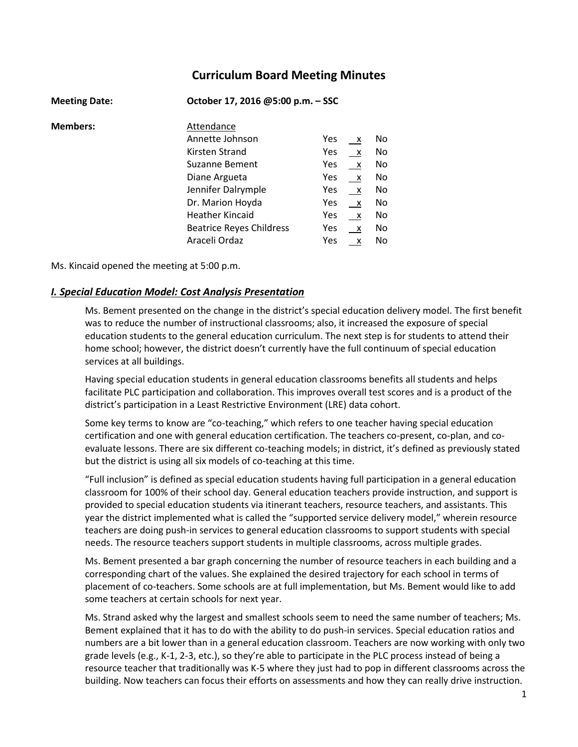# Curriculum Board Meeting Minutes

**Meeting Date:** October 17, 2016 @5:00 p.m. – SSC

**Members:**

| Attendance | Yes | | No |
|---|---|---|---|
| Annette Johnson | Yes | x | No |
| Kirsten Strand | Yes | x | No |
| Suzanne Bement | Yes | x | No |
| Diane Argueta | Yes | x | No |
| Jennifer Dalrymple | Yes | x | No |
| Dr. Marion Hoyda | Yes | x | No |
| Heather Kincaid | Yes | x | No |
| Beatrice Reyes Childress | Yes | x | No |
| Araceli Ordaz | Yes | x | No |

Ms. Kincaid opened the meeting at 5:00 p.m.

## ***I. Special Education Model: Cost Analysis Presentation***

Ms. Bement presented on the change in the district's special education delivery model. The first benefit was to reduce the number of instructional classrooms; also, it increased the exposure of special education students to the general education curriculum. The next step is for students to attend their home school; however, the district doesn't currently have the full continuum of special education services at all buildings.

Having special education students in general education classrooms benefits all students and helps facilitate PLC participation and collaboration. This improves overall test scores and is a product of the district's participation in a Least Restrictive Environment (LRE) data cohort.

Some key terms to know are "co-teaching," which refers to one teacher having special education certification and one with general education certification. The teachers co-present, co-plan, and co-evaluate lessons. There are six different co-teaching models; in district, it's defined as previously stated but the district is using all six models of co-teaching at this time.

"Full inclusion" is defined as special education students having full participation in a general education classroom for 100% of their school day. General education teachers provide instruction, and support is provided to special education students via itinerant teachers, resource teachers, and assistants. This year the district implemented what is called the "supported service delivery model," wherein resource teachers are doing push-in services to general education classrooms to support students with special needs. The resource teachers support students in multiple classrooms, across multiple grades.

Ms. Bement presented a bar graph concerning the number of resource teachers in each building and a corresponding chart of the values. She explained the desired trajectory for each school in terms of placement of co-teachers. Some schools are at full implementation, but Ms. Bement would like to add some teachers at certain schools for next year.

Ms. Strand asked why the largest and smallest schools seem to need the same number of teachers; Ms. Bement explained that it has to do with the ability to do push-in services. Special education ratios and numbers are a bit lower than in a general education classroom. Teachers are now working with only two grade levels (e.g., K-1, 2-3, etc.), so they're able to participate in the PLC process instead of being a resource teacher that traditionally was K-5 where they just had to pop in different classrooms across the building. Now teachers can focus their efforts on assessments and how they can really drive instruction.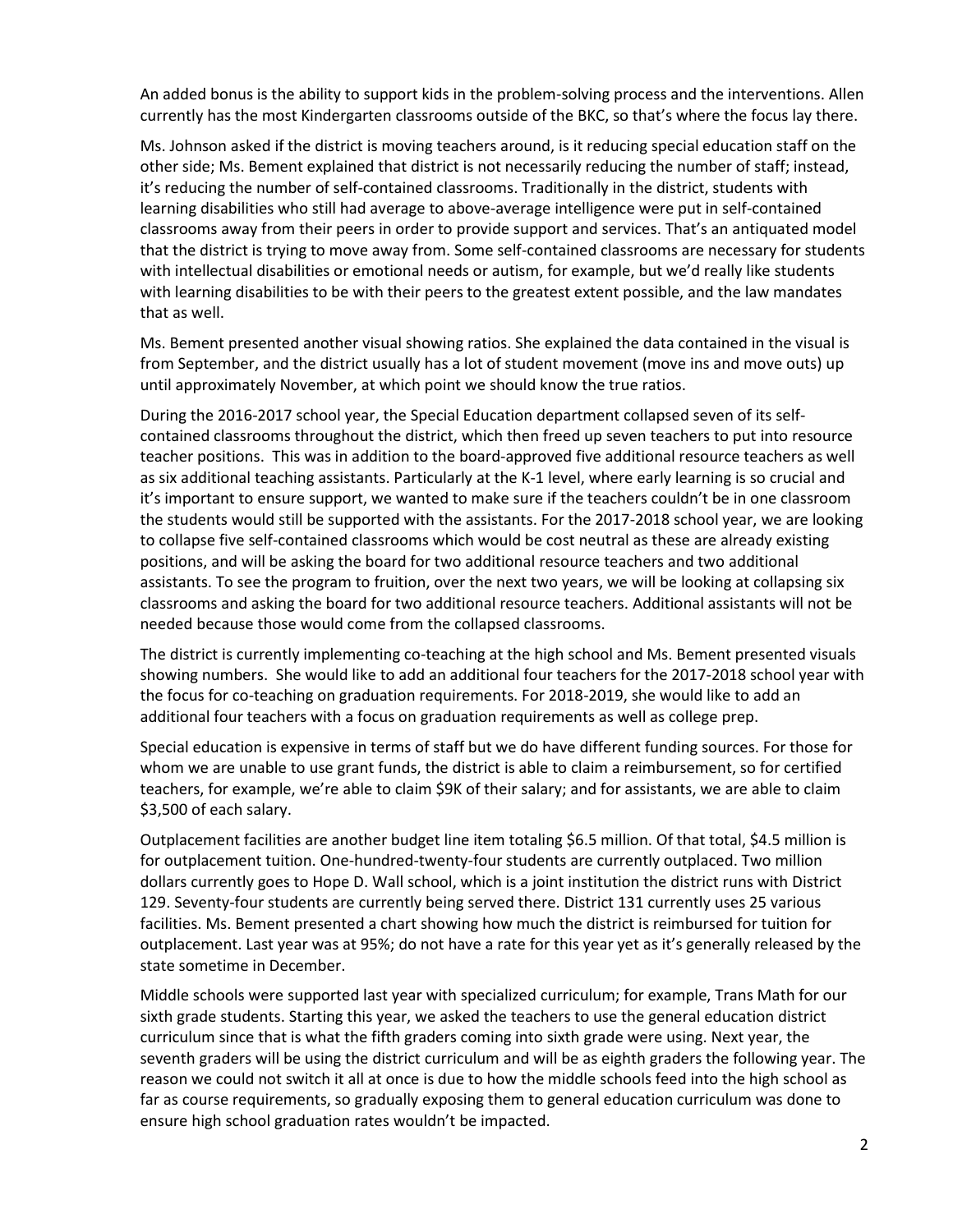An added bonus is the ability to support kids in the problem-solving process and the interventions. Allen currently has the most Kindergarten classrooms outside of the BKC, so that's where the focus lay there.

Ms. Johnson asked if the district is moving teachers around, is it reducing special education staff on the other side; Ms. Bement explained that district is not necessarily reducing the number of staff; instead, it's reducing the number of self-contained classrooms. Traditionally in the district, students with learning disabilities who still had average to above-average intelligence were put in self-contained classrooms away from their peers in order to provide support and services. That's an antiquated model that the district is trying to move away from. Some self-contained classrooms are necessary for students with intellectual disabilities or emotional needs or autism, for example, but we'd really like students with learning disabilities to be with their peers to the greatest extent possible, and the law mandates that as well.

Ms. Bement presented another visual showing ratios. She explained the data contained in the visual is from September, and the district usually has a lot of student movement (move ins and move outs) up until approximately November, at which point we should know the true ratios.

During the 2016-2017 school year, the Special Education department collapsed seven of its self-contained classrooms throughout the district, which then freed up seven teachers to put into resource teacher positions. This was in addition to the board-approved five additional resource teachers as well as six additional teaching assistants. Particularly at the K-1 level, where early learning is so crucial and it's important to ensure support, we wanted to make sure if the teachers couldn't be in one classroom the students would still be supported with the assistants. For the 2017-2018 school year, we are looking to collapse five self-contained classrooms which would be cost neutral as these are already existing positions, and will be asking the board for two additional resource teachers and two additional assistants. To see the program to fruition, over the next two years, we will be looking at collapsing six classrooms and asking the board for two additional resource teachers. Additional assistants will not be needed because those would come from the collapsed classrooms.

The district is currently implementing co-teaching at the high school and Ms. Bement presented visuals showing numbers. She would like to add an additional four teachers for the 2017-2018 school year with the focus for co-teaching on graduation requirements. For 2018-2019, she would like to add an additional four teachers with a focus on graduation requirements as well as college prep.

Special education is expensive in terms of staff but we do have different funding sources. For those for whom we are unable to use grant funds, the district is able to claim a reimbursement, so for certified teachers, for example, we're able to claim $9K of their salary; and for assistants, we are able to claim $3,500 of each salary.

Outplacement facilities are another budget line item totaling $6.5 million. Of that total, $4.5 million is for outplacement tuition. One-hundred-twenty-four students are currently outplaced. Two million dollars currently goes to Hope D. Wall school, which is a joint institution the district runs with District 129. Seventy-four students are currently being served there. District 131 currently uses 25 various facilities. Ms. Bement presented a chart showing how much the district is reimbursed for tuition for outplacement. Last year was at 95%; do not have a rate for this year yet as it's generally released by the state sometime in December.

Middle schools were supported last year with specialized curriculum; for example, Trans Math for our sixth grade students. Starting this year, we asked the teachers to use the general education district curriculum since that is what the fifth graders coming into sixth grade were using. Next year, the seventh graders will be using the district curriculum and will be as eighth graders the following year. The reason we could not switch it all at once is due to how the middle schools feed into the high school as far as course requirements, so gradually exposing them to general education curriculum was done to ensure high school graduation rates wouldn't be impacted.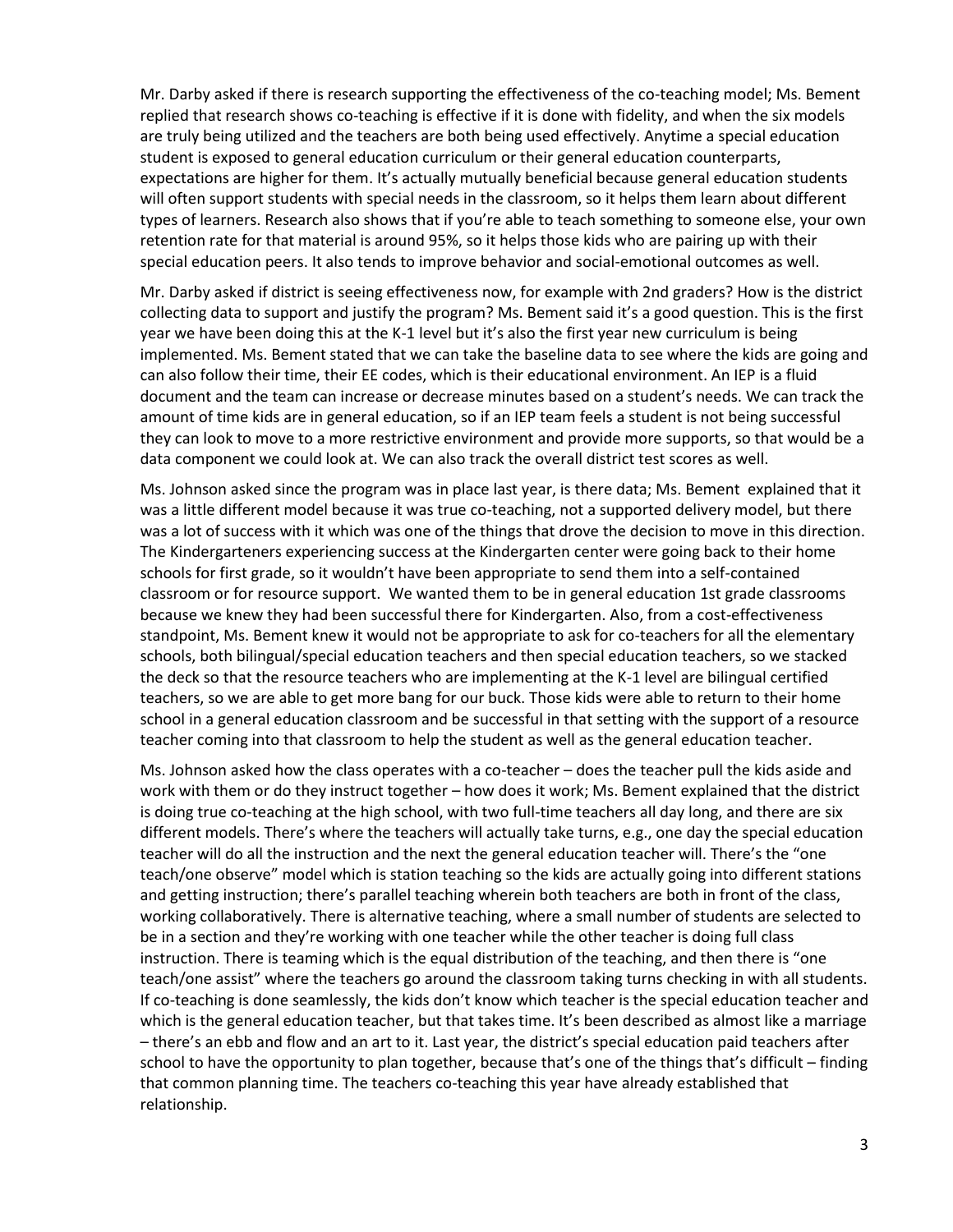Mr. Darby asked if there is research supporting the effectiveness of the co-teaching model; Ms. Bement replied that research shows co-teaching is effective if it is done with fidelity, and when the six models are truly being utilized and the teachers are both being used effectively. Anytime a special education student is exposed to general education curriculum or their general education counterparts, expectations are higher for them. It's actually mutually beneficial because general education students will often support students with special needs in the classroom, so it helps them learn about different types of learners. Research also shows that if you're able to teach something to someone else, your own retention rate for that material is around 95%, so it helps those kids who are pairing up with their special education peers. It also tends to improve behavior and social-emotional outcomes as well.

Mr. Darby asked if district is seeing effectiveness now, for example with 2nd graders? How is the district collecting data to support and justify the program? Ms. Bement said it's a good question. This is the first year we have been doing this at the K-1 level but it's also the first year new curriculum is being implemented. Ms. Bement stated that we can take the baseline data to see where the kids are going and can also follow their time, their EE codes, which is their educational environment. An IEP is a fluid document and the team can increase or decrease minutes based on a student's needs. We can track the amount of time kids are in general education, so if an IEP team feels a student is not being successful they can look to move to a more restrictive environment and provide more supports, so that would be a data component we could look at. We can also track the overall district test scores as well.

Ms. Johnson asked since the program was in place last year, is there data; Ms. Bement explained that it was a little different model because it was true co-teaching, not a supported delivery model, but there was a lot of success with it which was one of the things that drove the decision to move in this direction. The Kindergarteners experiencing success at the Kindergarten center were going back to their home schools for first grade, so it wouldn't have been appropriate to send them into a self-contained classroom or for resource support. We wanted them to be in general education 1st grade classrooms because we knew they had been successful there for Kindergarten. Also, from a cost-effectiveness standpoint, Ms. Bement knew it would not be appropriate to ask for co-teachers for all the elementary schools, both bilingual/special education teachers and then special education teachers, so we stacked the deck so that the resource teachers who are implementing at the K-1 level are bilingual certified teachers, so we are able to get more bang for our buck. Those kids were able to return to their home school in a general education classroom and be successful in that setting with the support of a resource teacher coming into that classroom to help the student as well as the general education teacher.

Ms. Johnson asked how the class operates with a co-teacher – does the teacher pull the kids aside and work with them or do they instruct together – how does it work; Ms. Bement explained that the district is doing true co-teaching at the high school, with two full-time teachers all day long, and there are six different models. There's where the teachers will actually take turns, e.g., one day the special education teacher will do all the instruction and the next the general education teacher will. There's the "one teach/one observe" model which is station teaching so the kids are actually going into different stations and getting instruction; there's parallel teaching wherein both teachers are both in front of the class, working collaboratively. There is alternative teaching, where a small number of students are selected to be in a section and they're working with one teacher while the other teacher is doing full class instruction. There is teaming which is the equal distribution of the teaching, and then there is "one teach/one assist" where the teachers go around the classroom taking turns checking in with all students. If co-teaching is done seamlessly, the kids don't know which teacher is the special education teacher and which is the general education teacher, but that takes time. It's been described as almost like a marriage – there's an ebb and flow and an art to it. Last year, the district's special education paid teachers after school to have the opportunity to plan together, because that's one of the things that's difficult – finding that common planning time. The teachers co-teaching this year have already established that relationship.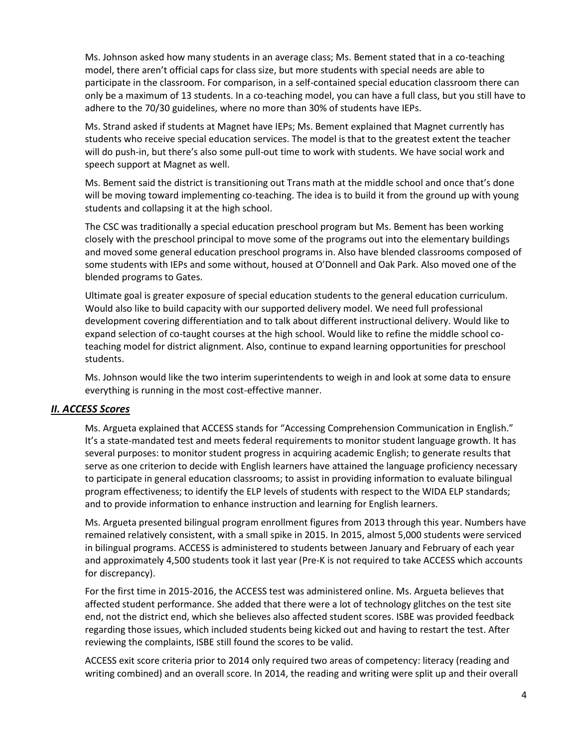Ms. Johnson asked how many students in an average class; Ms. Bement stated that in a co-teaching model, there aren't official caps for class size, but more students with special needs are able to participate in the classroom. For comparison, in a self-contained special education classroom there can only be a maximum of 13 students. In a co-teaching model, you can have a full class, but you still have to adhere to the 70/30 guidelines, where no more than 30% of students have IEPs.

Ms. Strand asked if students at Magnet have IEPs; Ms. Bement explained that Magnet currently has students who receive special education services. The model is that to the greatest extent the teacher will do push-in, but there's also some pull-out time to work with students. We have social work and speech support at Magnet as well.

Ms. Bement said the district is transitioning out Trans math at the middle school and once that's done will be moving toward implementing co-teaching. The idea is to build it from the ground up with young students and collapsing it at the high school.

The CSC was traditionally a special education preschool program but Ms. Bement has been working closely with the preschool principal to move some of the programs out into the elementary buildings and moved some general education preschool programs in. Also have blended classrooms composed of some students with IEPs and some without, housed at O'Donnell and Oak Park. Also moved one of the blended programs to Gates.

Ultimate goal is greater exposure of special education students to the general education curriculum. Would also like to build capacity with our supported delivery model. We need full professional development covering differentiation and to talk about different instructional delivery. Would like to expand selection of co-taught courses at the high school. Would like to refine the middle school co-teaching model for district alignment. Also, continue to expand learning opportunities for preschool students.

Ms. Johnson would like the two interim superintendents to weigh in and look at some data to ensure everything is running in the most cost-effective manner.

## ***II. ACCESS Scores***

Ms. Argueta explained that ACCESS stands for "Accessing Comprehension Communication in English." It's a state-mandated test and meets federal requirements to monitor student language growth. It has several purposes: to monitor student progress in acquiring academic English; to generate results that serve as one criterion to decide with English learners have attained the language proficiency necessary to participate in general education classrooms; to assist in providing information to evaluate bilingual program effectiveness; to identify the ELP levels of students with respect to the WIDA ELP standards; and to provide information to enhance instruction and learning for English learners.

Ms. Argueta presented bilingual program enrollment figures from 2013 through this year. Numbers have remained relatively consistent, with a small spike in 2015. In 2015, almost 5,000 students were serviced in bilingual programs. ACCESS is administered to students between January and February of each year and approximately 4,500 students took it last year (Pre-K is not required to take ACCESS which accounts for discrepancy).

For the first time in 2015-2016, the ACCESS test was administered online. Ms. Argueta believes that affected student performance. She added that there were a lot of technology glitches on the test site end, not the district end, which she believes also affected student scores. ISBE was provided feedback regarding those issues, which included students being kicked out and having to restart the test. After reviewing the complaints, ISBE still found the scores to be valid.

ACCESS exit score criteria prior to 2014 only required two areas of competency: literacy (reading and writing combined) and an overall score. In 2014, the reading and writing were split up and their overall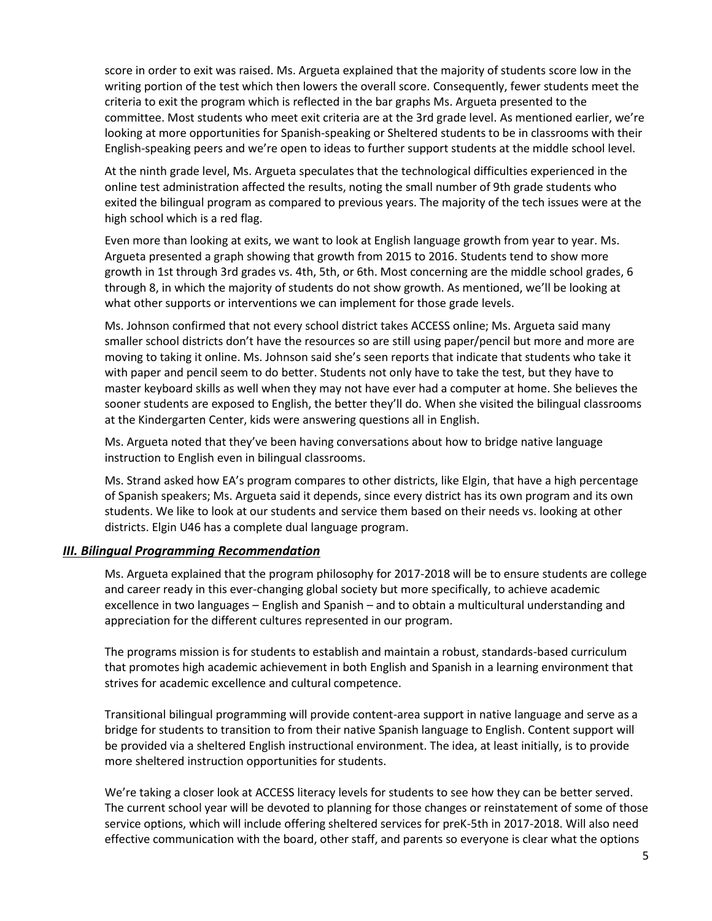score in order to exit was raised. Ms. Argueta explained that the majority of students score low in the writing portion of the test which then lowers the overall score. Consequently, fewer students meet the criteria to exit the program which is reflected in the bar graphs Ms. Argueta presented to the committee. Most students who meet exit criteria are at the 3rd grade level. As mentioned earlier, we're looking at more opportunities for Spanish-speaking or Sheltered students to be in classrooms with their English-speaking peers and we're open to ideas to further support students at the middle school level.

At the ninth grade level, Ms. Argueta speculates that the technological difficulties experienced in the online test administration affected the results, noting the small number of 9th grade students who exited the bilingual program as compared to previous years. The majority of the tech issues were at the high school which is a red flag.

Even more than looking at exits, we want to look at English language growth from year to year. Ms. Argueta presented a graph showing that growth from 2015 to 2016. Students tend to show more growth in 1st through 3rd grades vs. 4th, 5th, or 6th. Most concerning are the middle school grades, 6 through 8, in which the majority of students do not show growth. As mentioned, we'll be looking at what other supports or interventions we can implement for those grade levels.

Ms. Johnson confirmed that not every school district takes ACCESS online; Ms. Argueta said many smaller school districts don't have the resources so are still using paper/pencil but more and more are moving to taking it online. Ms. Johnson said she's seen reports that indicate that students who take it with paper and pencil seem to do better. Students not only have to take the test, but they have to master keyboard skills as well when they may not have ever had a computer at home. She believes the sooner students are exposed to English, the better they'll do. When she visited the bilingual classrooms at the Kindergarten Center, kids were answering questions all in English.

Ms. Argueta noted that they've been having conversations about how to bridge native language instruction to English even in bilingual classrooms.

Ms. Strand asked how EA's program compares to other districts, like Elgin, that have a high percentage of Spanish speakers; Ms. Argueta said it depends, since every district has its own program and its own students. We like to look at our students and service them based on their needs vs. looking at other districts. Elgin U46 has a complete dual language program.

### ***III. Bilingual Programming Recommendation***

Ms. Argueta explained that the program philosophy for 2017-2018 will be to ensure students are college and career ready in this ever-changing global society but more specifically, to achieve academic excellence in two languages – English and Spanish – and to obtain a multicultural understanding and appreciation for the different cultures represented in our program.

The programs mission is for students to establish and maintain a robust, standards-based curriculum that promotes high academic achievement in both English and Spanish in a learning environment that strives for academic excellence and cultural competence.

Transitional bilingual programming will provide content-area support in native language and serve as a bridge for students to transition to from their native Spanish language to English. Content support will be provided via a sheltered English instructional environment. The idea, at least initially, is to provide more sheltered instruction opportunities for students.

We're taking a closer look at ACCESS literacy levels for students to see how they can be better served. The current school year will be devoted to planning for those changes or reinstatement of some of those service options, which will include offering sheltered services for preK-5th in 2017-2018. Will also need effective communication with the board, other staff, and parents so everyone is clear what the options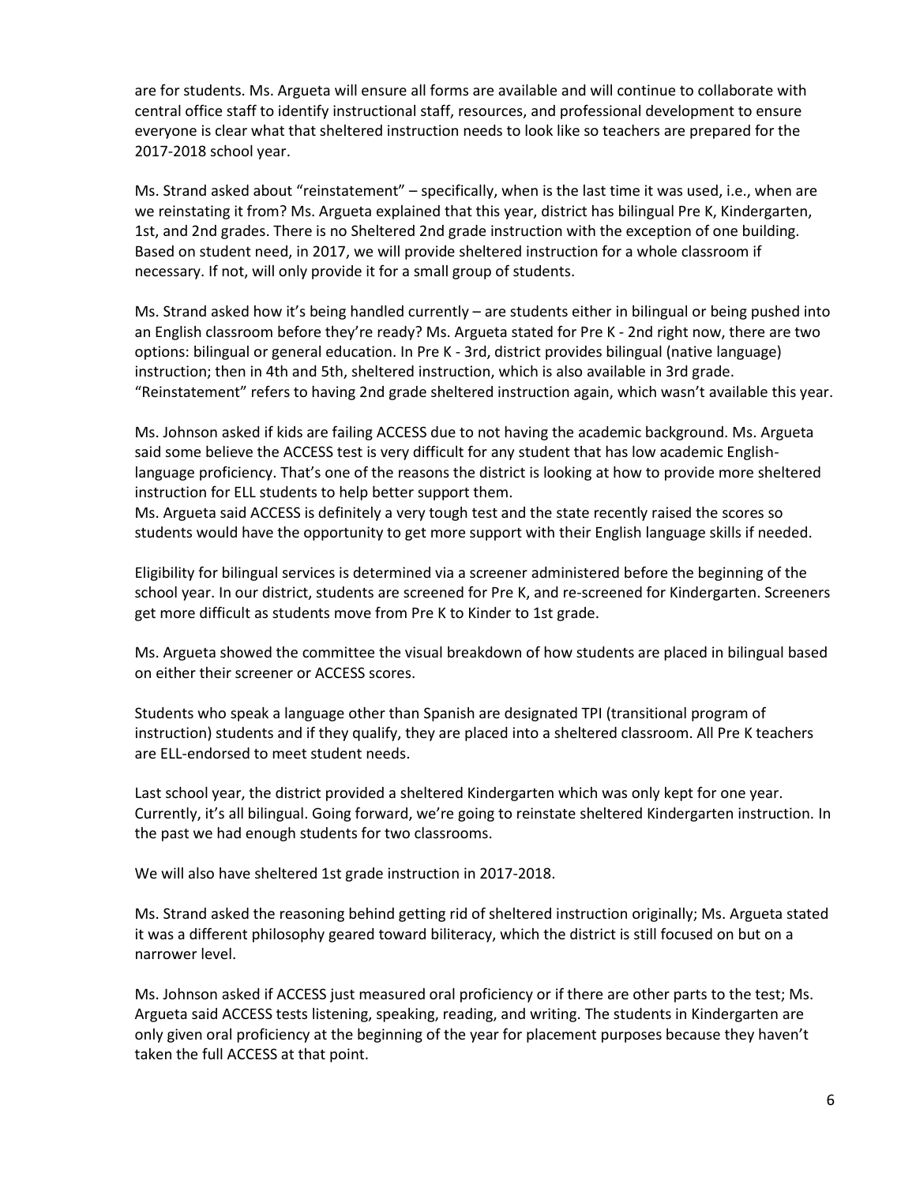are for students. Ms. Argueta will ensure all forms are available and will continue to collaborate with central office staff to identify instructional staff, resources, and professional development to ensure everyone is clear what that sheltered instruction needs to look like so teachers are prepared for the 2017-2018 school year.

Ms. Strand asked about "reinstatement" – specifically, when is the last time it was used, i.e., when are we reinstating it from? Ms. Argueta explained that this year, district has bilingual Pre K, Kindergarten, 1st, and 2nd grades. There is no Sheltered 2nd grade instruction with the exception of one building. Based on student need, in 2017, we will provide sheltered instruction for a whole classroom if necessary. If not, will only provide it for a small group of students.

Ms. Strand asked how it's being handled currently – are students either in bilingual or being pushed into an English classroom before they're ready? Ms. Argueta stated for Pre K - 2nd right now, there are two options: bilingual or general education. In Pre K - 3rd, district provides bilingual (native language) instruction; then in 4th and 5th, sheltered instruction, which is also available in 3rd grade. "Reinstatement" refers to having 2nd grade sheltered instruction again, which wasn't available this year.

Ms. Johnson asked if kids are failing ACCESS due to not having the academic background. Ms. Argueta said some believe the ACCESS test is very difficult for any student that has low academic English-language proficiency. That's one of the reasons the district is looking at how to provide more sheltered instruction for ELL students to help better support them.
Ms. Argueta said ACCESS is definitely a very tough test and the state recently raised the scores so students would have the opportunity to get more support with their English language skills if needed.

Eligibility for bilingual services is determined via a screener administered before the beginning of the school year. In our district, students are screened for Pre K, and re-screened for Kindergarten. Screeners get more difficult as students move from Pre K to Kinder to 1st grade.

Ms. Argueta showed the committee the visual breakdown of how students are placed in bilingual based on either their screener or ACCESS scores.

Students who speak a language other than Spanish are designated TPI (transitional program of instruction) students and if they qualify, they are placed into a sheltered classroom. All Pre K teachers are ELL-endorsed to meet student needs.

Last school year, the district provided a sheltered Kindergarten which was only kept for one year. Currently, it's all bilingual. Going forward, we're going to reinstate sheltered Kindergarten instruction. In the past we had enough students for two classrooms.

We will also have sheltered 1st grade instruction in 2017-2018.

Ms. Strand asked the reasoning behind getting rid of sheltered instruction originally; Ms. Argueta stated it was a different philosophy geared toward biliteracy, which the district is still focused on but on a narrower level.

Ms. Johnson asked if ACCESS just measured oral proficiency or if there are other parts to the test; Ms. Argueta said ACCESS tests listening, speaking, reading, and writing. The students in Kindergarten are only given oral proficiency at the beginning of the year for placement purposes because they haven't taken the full ACCESS at that point.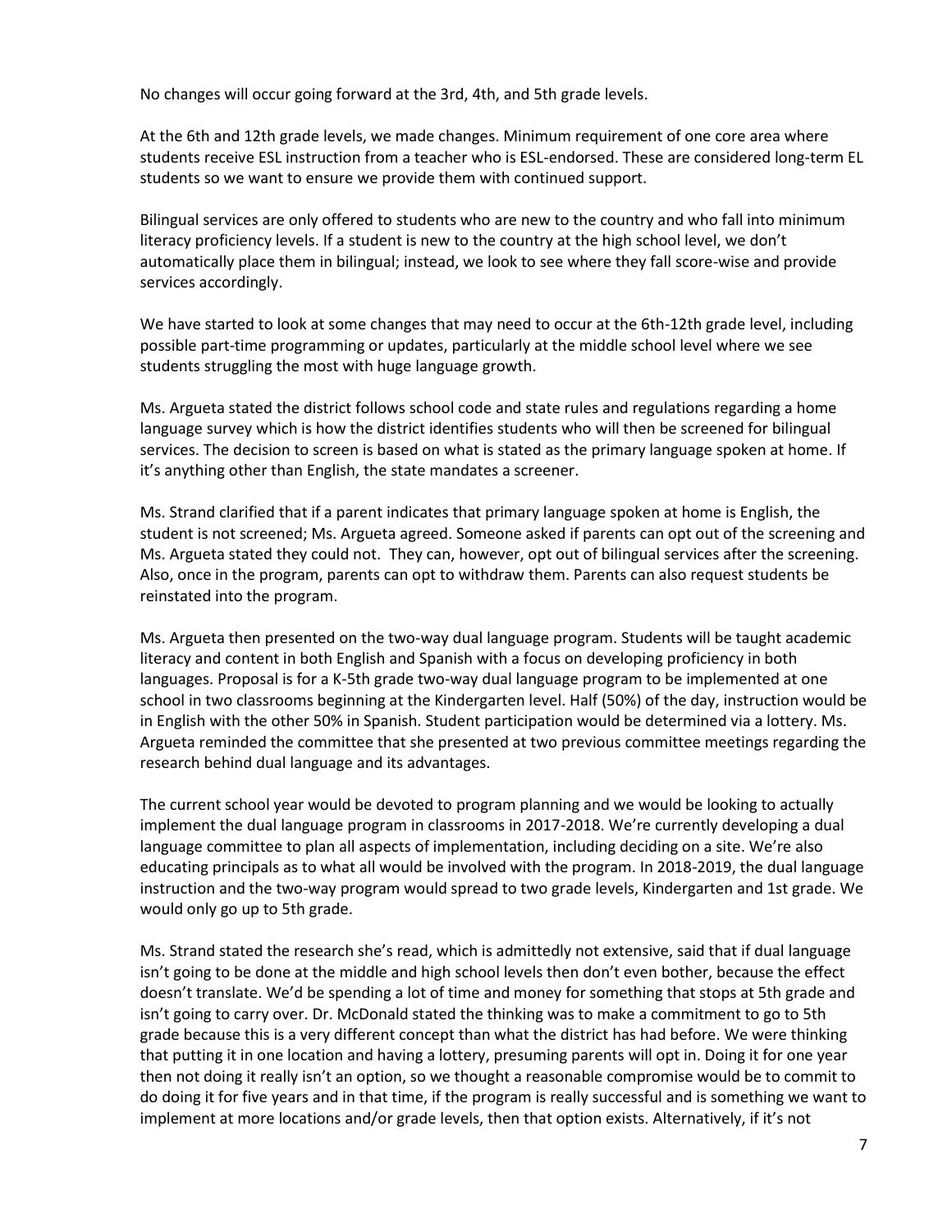No changes will occur going forward at the 3rd, 4th, and 5th grade levels.

At the 6th and 12th grade levels, we made changes. Minimum requirement of one core area where students receive ESL instruction from a teacher who is ESL-endorsed. These are considered long-term EL students so we want to ensure we provide them with continued support.

Bilingual services are only offered to students who are new to the country and who fall into minimum literacy proficiency levels. If a student is new to the country at the high school level, we don't automatically place them in bilingual; instead, we look to see where they fall score-wise and provide services accordingly.

We have started to look at some changes that may need to occur at the 6th-12th grade level, including possible part-time programming or updates, particularly at the middle school level where we see students struggling the most with huge language growth.

Ms. Argueta stated the district follows school code and state rules and regulations regarding a home language survey which is how the district identifies students who will then be screened for bilingual services. The decision to screen is based on what is stated as the primary language spoken at home. If it's anything other than English, the state mandates a screener.

Ms. Strand clarified that if a parent indicates that primary language spoken at home is English, the student is not screened; Ms. Argueta agreed. Someone asked if parents can opt out of the screening and Ms. Argueta stated they could not. They can, however, opt out of bilingual services after the screening. Also, once in the program, parents can opt to withdraw them. Parents can also request students be reinstated into the program.

Ms. Argueta then presented on the two-way dual language program. Students will be taught academic literacy and content in both English and Spanish with a focus on developing proficiency in both languages. Proposal is for a K-5th grade two-way dual language program to be implemented at one school in two classrooms beginning at the Kindergarten level. Half (50%) of the day, instruction would be in English with the other 50% in Spanish. Student participation would be determined via a lottery. Ms. Argueta reminded the committee that she presented at two previous committee meetings regarding the research behind dual language and its advantages.

The current school year would be devoted to program planning and we would be looking to actually implement the dual language program in classrooms in 2017-2018. We're currently developing a dual language committee to plan all aspects of implementation, including deciding on a site. We're also educating principals as to what all would be involved with the program. In 2018-2019, the dual language instruction and the two-way program would spread to two grade levels, Kindergarten and 1st grade. We would only go up to 5th grade.

Ms. Strand stated the research she's read, which is admittedly not extensive, said that if dual language isn't going to be done at the middle and high school levels then don't even bother, because the effect doesn't translate. We'd be spending a lot of time and money for something that stops at 5th grade and isn't going to carry over. Dr. McDonald stated the thinking was to make a commitment to go to 5th grade because this is a very different concept than what the district has had before. We were thinking that putting it in one location and having a lottery, presuming parents will opt in. Doing it for one year then not doing it really isn't an option, so we thought a reasonable compromise would be to commit to do doing it for five years and in that time, if the program is really successful and is something we want to implement at more locations and/or grade levels, then that option exists. Alternatively, if it's not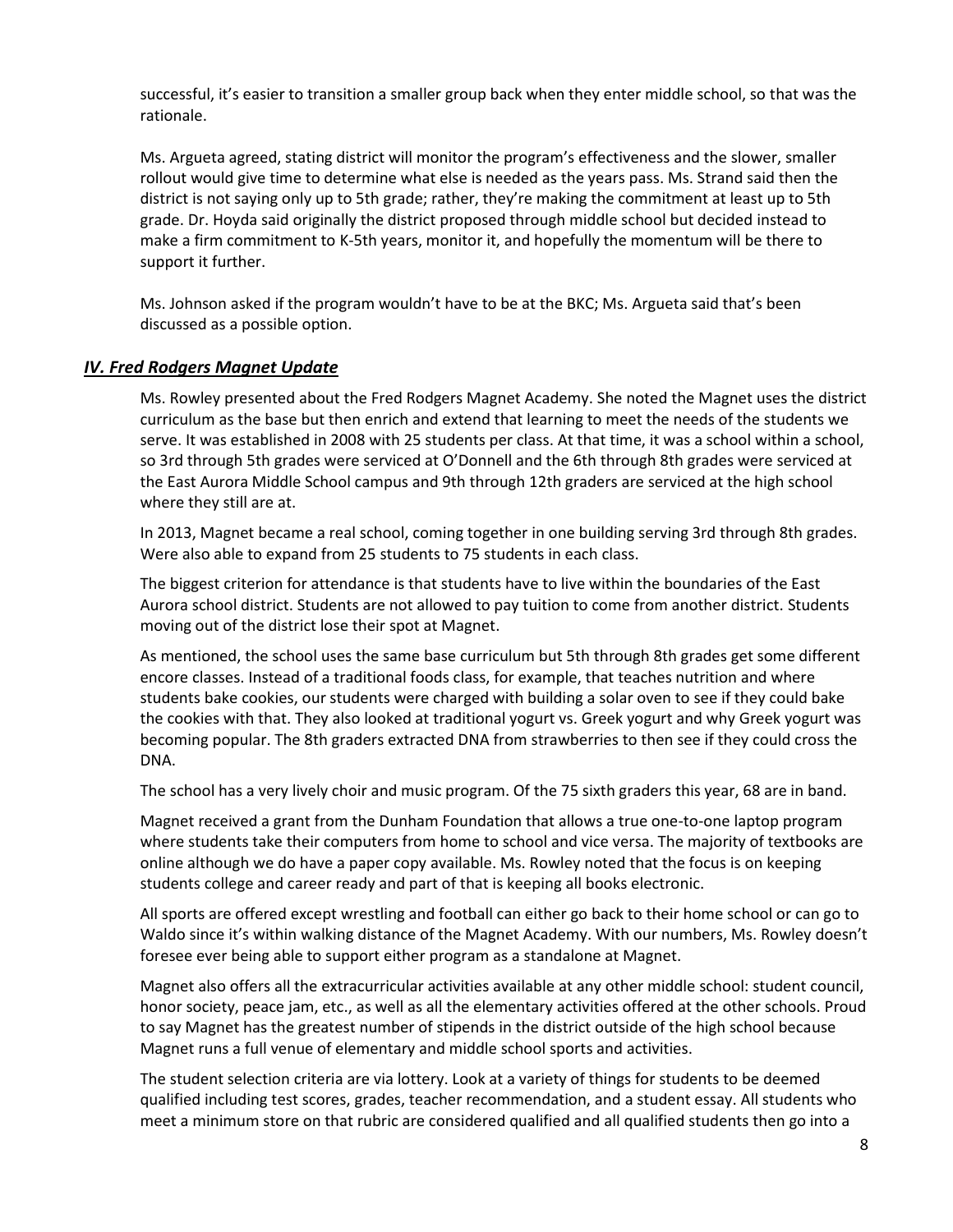successful, it's easier to transition a smaller group back when they enter middle school, so that was the rationale.

Ms. Argueta agreed, stating district will monitor the program's effectiveness and the slower, smaller rollout would give time to determine what else is needed as the years pass. Ms. Strand said then the district is not saying only up to 5th grade; rather, they're making the commitment at least up to 5th grade. Dr. Hoyda said originally the district proposed through middle school but decided instead to make a firm commitment to K-5th years, monitor it, and hopefully the momentum will be there to support it further.

Ms. Johnson asked if the program wouldn't have to be at the BKC; Ms. Argueta said that's been discussed as a possible option.

## *IV. Fred Rodgers Magnet Update*

Ms. Rowley presented about the Fred Rodgers Magnet Academy. She noted the Magnet uses the district curriculum as the base but then enrich and extend that learning to meet the needs of the students we serve. It was established in 2008 with 25 students per class. At that time, it was a school within a school, so 3rd through 5th grades were serviced at O'Donnell and the 6th through 8th grades were serviced at the East Aurora Middle School campus and 9th through 12th graders are serviced at the high school where they still are at.

In 2013, Magnet became a real school, coming together in one building serving 3rd through 8th grades. Were also able to expand from 25 students to 75 students in each class.

The biggest criterion for attendance is that students have to live within the boundaries of the East Aurora school district. Students are not allowed to pay tuition to come from another district. Students moving out of the district lose their spot at Magnet.

As mentioned, the school uses the same base curriculum but 5th through 8th grades get some different encore classes. Instead of a traditional foods class, for example, that teaches nutrition and where students bake cookies, our students were charged with building a solar oven to see if they could bake the cookies with that. They also looked at traditional yogurt vs. Greek yogurt and why Greek yogurt was becoming popular. The 8th graders extracted DNA from strawberries to then see if they could cross the DNA.

The school has a very lively choir and music program. Of the 75 sixth graders this year, 68 are in band.

Magnet received a grant from the Dunham Foundation that allows a true one-to-one laptop program where students take their computers from home to school and vice versa. The majority of textbooks are online although we do have a paper copy available. Ms. Rowley noted that the focus is on keeping students college and career ready and part of that is keeping all books electronic.

All sports are offered except wrestling and football can either go back to their home school or can go to Waldo since it's within walking distance of the Magnet Academy. With our numbers, Ms. Rowley doesn't foresee ever being able to support either program as a standalone at Magnet.

Magnet also offers all the extracurricular activities available at any other middle school: student council, honor society, peace jam, etc., as well as all the elementary activities offered at the other schools. Proud to say Magnet has the greatest number of stipends in the district outside of the high school because Magnet runs a full venue of elementary and middle school sports and activities.

The student selection criteria are via lottery. Look at a variety of things for students to be deemed qualified including test scores, grades, teacher recommendation, and a student essay. All students who meet a minimum store on that rubric are considered qualified and all qualified students then go into a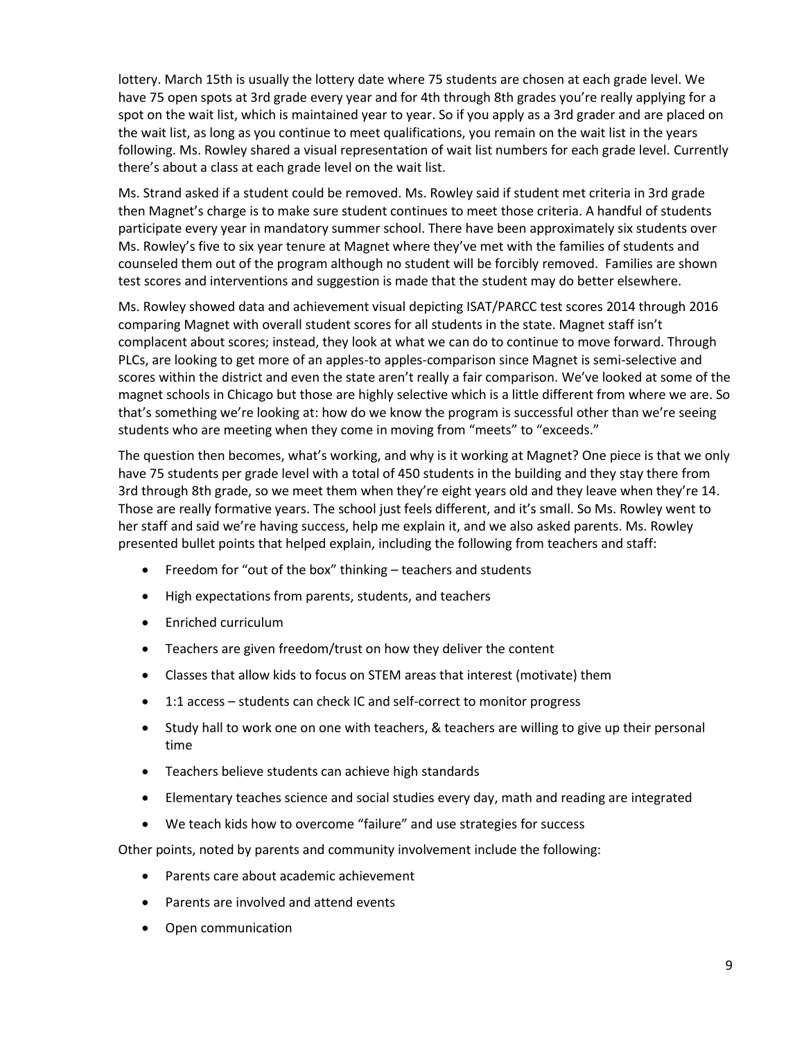lottery. March 15th is usually the lottery date where 75 students are chosen at each grade level. We have 75 open spots at 3rd grade every year and for 4th through 8th grades you're really applying for a spot on the wait list, which is maintained year to year. So if you apply as a 3rd grader and are placed on the wait list, as long as you continue to meet qualifications, you remain on the wait list in the years following. Ms. Rowley shared a visual representation of wait list numbers for each grade level. Currently there's about a class at each grade level on the wait list.

Ms. Strand asked if a student could be removed. Ms. Rowley said if student met criteria in 3rd grade then Magnet's charge is to make sure student continues to meet those criteria. A handful of students participate every year in mandatory summer school. There have been approximately six students over Ms. Rowley's five to six year tenure at Magnet where they've met with the families of students and counseled them out of the program although no student will be forcibly removed. Families are shown test scores and interventions and suggestion is made that the student may do better elsewhere.

Ms. Rowley showed data and achievement visual depicting ISAT/PARCC test scores 2014 through 2016 comparing Magnet with overall student scores for all students in the state. Magnet staff isn't complacent about scores; instead, they look at what we can do to continue to move forward. Through PLCs, are looking to get more of an apples-to apples-comparison since Magnet is semi-selective and scores within the district and even the state aren't really a fair comparison. We've looked at some of the magnet schools in Chicago but those are highly selective which is a little different from where we are. So that's something we're looking at: how do we know the program is successful other than we're seeing students who are meeting when they come in moving from "meets" to "exceeds."

The question then becomes, what's working, and why is it working at Magnet? One piece is that we only have 75 students per grade level with a total of 450 students in the building and they stay there from 3rd through 8th grade, so we meet them when they're eight years old and they leave when they're 14. Those are really formative years. The school just feels different, and it's small. So Ms. Rowley went to her staff and said we're having success, help me explain it, and we also asked parents. Ms. Rowley presented bullet points that helped explain, including the following from teachers and staff:

- Freedom for "out of the box" thinking – teachers and students
- High expectations from parents, students, and teachers
- Enriched curriculum
- Teachers are given freedom/trust on how they deliver the content
- Classes that allow kids to focus on STEM areas that interest (motivate) them
- 1:1 access – students can check IC and self-correct to monitor progress
- Study hall to work one on one with teachers, & teachers are willing to give up their personal time
- Teachers believe students can achieve high standards
- Elementary teaches science and social studies every day, math and reading are integrated
- We teach kids how to overcome "failure" and use strategies for success

Other points, noted by parents and community involvement include the following:

- Parents care about academic achievement
- Parents are involved and attend events
- Open communication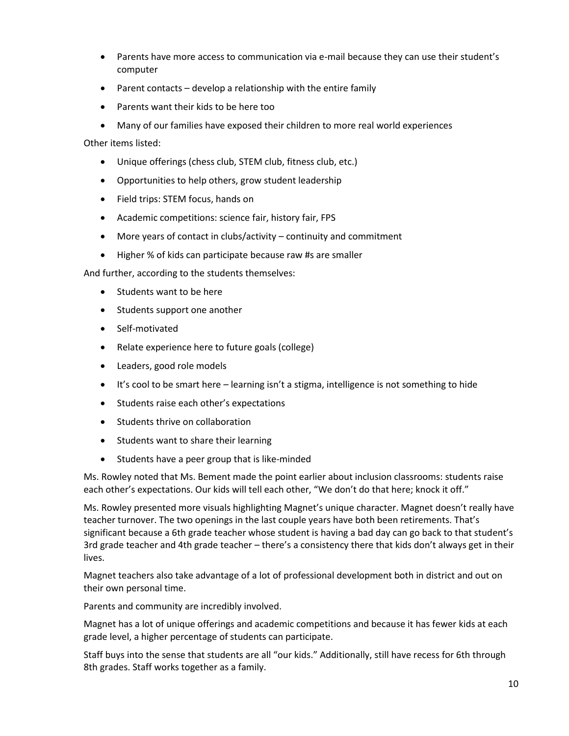- Parents have more access to communication via e-mail because they can use their student's computer
- Parent contacts – develop a relationship with the entire family
- Parents want their kids to be here too
- Many of our families have exposed their children to more real world experiences

Other items listed:

- Unique offerings (chess club, STEM club, fitness club, etc.)
- Opportunities to help others, grow student leadership
- Field trips: STEM focus, hands on
- Academic competitions: science fair, history fair, FPS
- More years of contact in clubs/activity – continuity and commitment
- Higher % of kids can participate because raw #s are smaller

And further, according to the students themselves:

- Students want to be here
- Students support one another
- Self-motivated
- Relate experience here to future goals (college)
- Leaders, good role models
- It's cool to be smart here – learning isn't a stigma, intelligence is not something to hide
- Students raise each other's expectations
- Students thrive on collaboration
- Students want to share their learning
- Students have a peer group that is like-minded

Ms. Rowley noted that Ms. Bement made the point earlier about inclusion classrooms: students raise each other's expectations. Our kids will tell each other, "We don't do that here; knock it off."

Ms. Rowley presented more visuals highlighting Magnet's unique character. Magnet doesn't really have teacher turnover. The two openings in the last couple years have both been retirements. That's significant because a 6th grade teacher whose student is having a bad day can go back to that student's 3rd grade teacher and 4th grade teacher – there's a consistency there that kids don't always get in their lives.

Magnet teachers also take advantage of a lot of professional development both in district and out on their own personal time.

Parents and community are incredibly involved.

Magnet has a lot of unique offerings and academic competitions and because it has fewer kids at each grade level, a higher percentage of students can participate.

Staff buys into the sense that students are all "our kids." Additionally, still have recess for 6th through 8th grades. Staff works together as a family.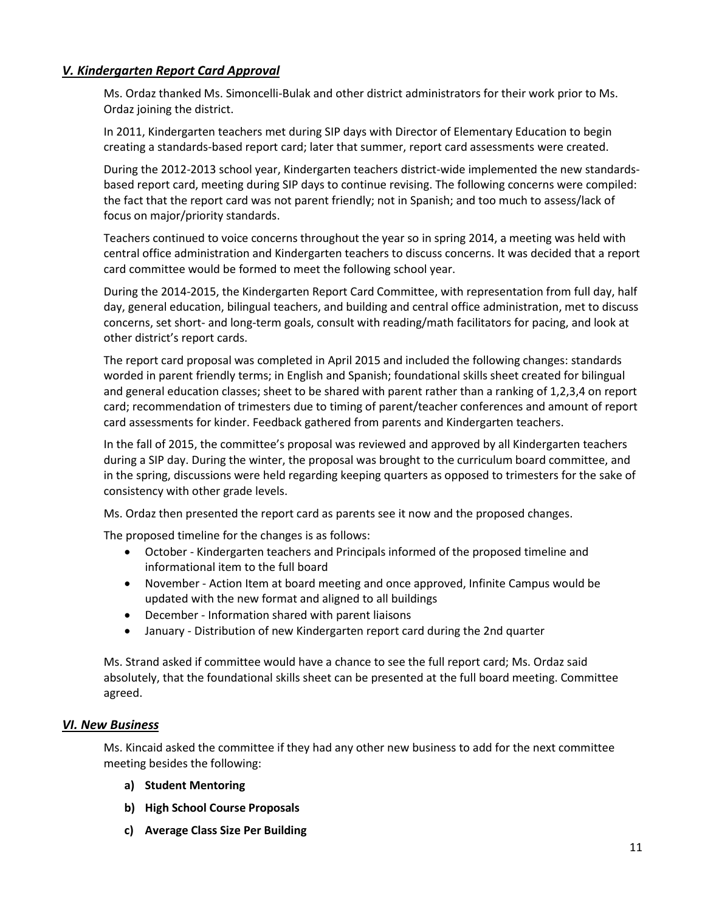## *V. Kindergarten Report Card Approval*

Ms. Ordaz thanked Ms. Simoncelli-Bulak and other district administrators for their work prior to Ms. Ordaz joining the district.

In 2011, Kindergarten teachers met during SIP days with Director of Elementary Education to begin creating a standards-based report card; later that summer, report card assessments were created.

During the 2012-2013 school year, Kindergarten teachers district-wide implemented the new standards-based report card, meeting during SIP days to continue revising. The following concerns were compiled: the fact that the report card was not parent friendly; not in Spanish; and too much to assess/lack of focus on major/priority standards.

Teachers continued to voice concerns throughout the year so in spring 2014, a meeting was held with central office administration and Kindergarten teachers to discuss concerns. It was decided that a report card committee would be formed to meet the following school year.

During the 2014-2015, the Kindergarten Report Card Committee, with representation from full day, half day, general education, bilingual teachers, and building and central office administration, met to discuss concerns, set short- and long-term goals, consult with reading/math facilitators for pacing, and look at other district's report cards.

The report card proposal was completed in April 2015 and included the following changes: standards worded in parent friendly terms; in English and Spanish; foundational skills sheet created for bilingual and general education classes; sheet to be shared with parent rather than a ranking of 1,2,3,4 on report card; recommendation of trimesters due to timing of parent/teacher conferences and amount of report card assessments for kinder. Feedback gathered from parents and Kindergarten teachers.

In the fall of 2015, the committee's proposal was reviewed and approved by all Kindergarten teachers during a SIP day. During the winter, the proposal was brought to the curriculum board committee, and in the spring, discussions were held regarding keeping quarters as opposed to trimesters for the sake of consistency with other grade levels.

Ms. Ordaz then presented the report card as parents see it now and the proposed changes.

The proposed timeline for the changes is as follows:

- October - Kindergarten teachers and Principals informed of the proposed timeline and informational item to the full board
- November - Action Item at board meeting and once approved, Infinite Campus would be updated with the new format and aligned to all buildings
- December - Information shared with parent liaisons
- January - Distribution of new Kindergarten report card during the 2nd quarter

Ms. Strand asked if committee would have a chance to see the full report card; Ms. Ordaz said absolutely, that the foundational skills sheet can be presented at the full board meeting. Committee agreed.

## *VI. New Business*

Ms. Kincaid asked the committee if they had any other new business to add for the next committee meeting besides the following:

- **a) Student Mentoring**
- **b) High School Course Proposals**
- **c) Average Class Size Per Building**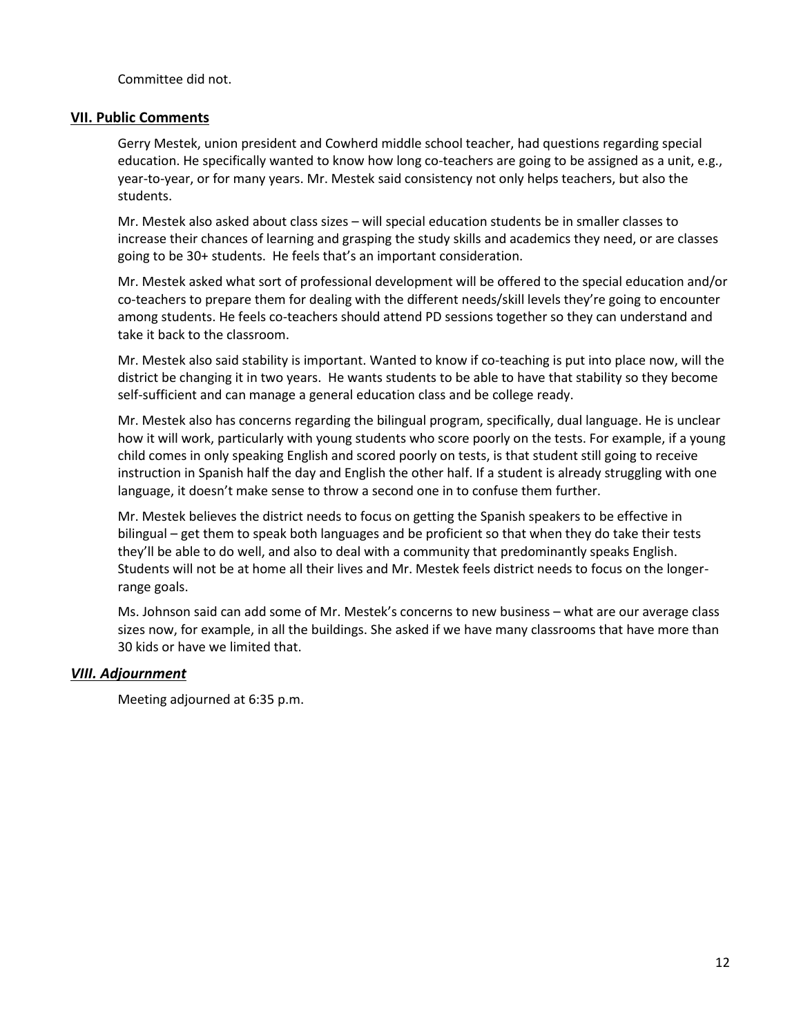Committee did not.

## VII. Public Comments

Gerry Mestek, union president and Cowherd middle school teacher, had questions regarding special education. He specifically wanted to know how long co-teachers are going to be assigned as a unit, e.g., year-to-year, or for many years. Mr. Mestek said consistency not only helps teachers, but also the students.

Mr. Mestek also asked about class sizes – will special education students be in smaller classes to increase their chances of learning and grasping the study skills and academics they need, or are classes going to be 30+ students. He feels that's an important consideration.

Mr. Mestek asked what sort of professional development will be offered to the special education and/or co-teachers to prepare them for dealing with the different needs/skill levels they're going to encounter among students. He feels co-teachers should attend PD sessions together so they can understand and take it back to the classroom.

Mr. Mestek also said stability is important. Wanted to know if co-teaching is put into place now, will the district be changing it in two years. He wants students to be able to have that stability so they become self-sufficient and can manage a general education class and be college ready.

Mr. Mestek also has concerns regarding the bilingual program, specifically, dual language. He is unclear how it will work, particularly with young students who score poorly on the tests. For example, if a young child comes in only speaking English and scored poorly on tests, is that student still going to receive instruction in Spanish half the day and English the other half. If a student is already struggling with one language, it doesn't make sense to throw a second one in to confuse them further.

Mr. Mestek believes the district needs to focus on getting the Spanish speakers to be effective in bilingual – get them to speak both languages and be proficient so that when they do take their tests they'll be able to do well, and also to deal with a community that predominantly speaks English. Students will not be at home all their lives and Mr. Mestek feels district needs to focus on the longer-range goals.

Ms. Johnson said can add some of Mr. Mestek's concerns to new business – what are our average class sizes now, for example, in all the buildings. She asked if we have many classrooms that have more than 30 kids or have we limited that.

## *VIII. Adjournment*

Meeting adjourned at 6:35 p.m.